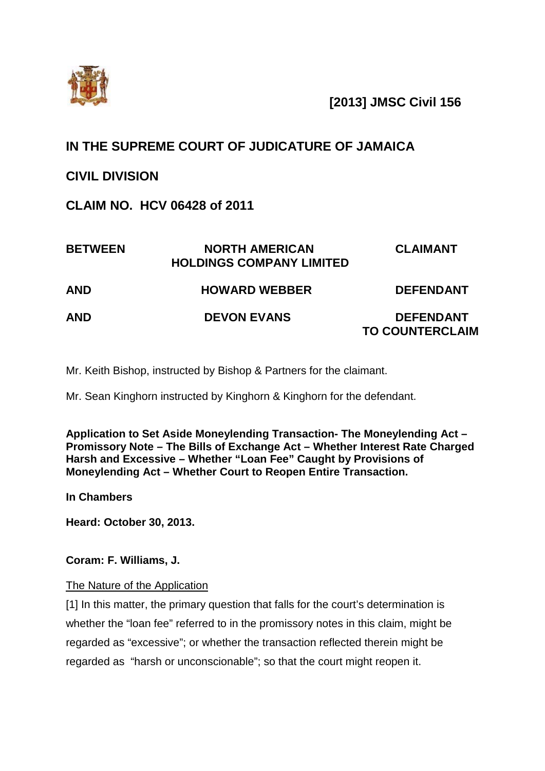**[2013] JMSC Civil 156**

## IN THE SUPREME COURT OF JUDICATURE OF JAMAICA

## CIVIL DIVISION

## CLAIM NO. HCV 06428 of 2011

| | | |
|---|---|---|
| **BETWEEN** | **NORTH AMERICAN HOLDINGS COMPANY LIMITED** | **CLAIMANT** |
| **AND** | **HOWARD WEBBER** | **DEFENDANT** |
| **AND** | **DEVON EVANS** | **DEFENDANT TO COUNTERCLAIM** |

Mr. Keith Bishop, instructed by Bishop & Partners for the claimant.

Mr. Sean Kinghorn instructed by Kinghorn & Kinghorn for the defendant.

**Application to Set Aside Moneylending Transaction- The Moneylending Act – Promissory Note – The Bills of Exchange Act – Whether Interest Rate Charged Harsh and Excessive – Whether "Loan Fee" Caught by Provisions of Moneylending Act – Whether Court to Reopen Entire Transaction.**

**In Chambers**

**Heard: October 30, 2013.**

**Coram: F. Williams, J.**

The Nature of the Application

[1] In this matter, the primary question that falls for the court's determination is whether the "loan fee" referred to in the promissory notes in this claim, might be regarded as "excessive"; or whether the transaction reflected therein might be regarded as "harsh or unconscionable"; so that the court might reopen it.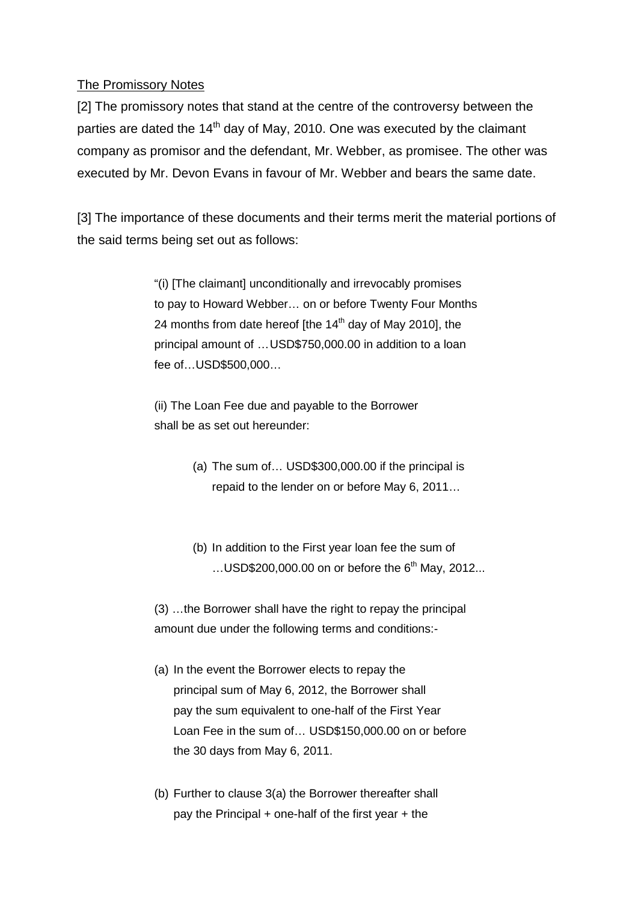<u>The Promissory Notes</u>

[2] The promissory notes that stand at the centre of the controversy between the parties are dated the 14th day of May, 2010. One was executed by the claimant company as promisor and the defendant, Mr. Webber, as promisee. The other was executed by Mr. Devon Evans in favour of Mr. Webber and bears the same date.

[3] The importance of these documents and their terms merit the material portions of the said terms being set out as follows:

> "(i) [The claimant] unconditionally and irrevocably promises to pay to Howard Webber… on or before Twenty Four Months 24 months from date hereof [the 14th day of May 2010], the principal amount of …USD$750,000.00 in addition to a loan fee of…USD$500,000…
>
> (ii) The Loan Fee due and payable to the Borrower shall be as set out hereunder:
>
> > (a) The sum of… USD$300,000.00 if the principal is repaid to the lender on or before May 6, 2011…
> >
> > (b) In addition to the First year loan fee the sum of …USD$200,000.00 on or before the 6th May, 2012...
>
> (3) …the Borrower shall have the right to repay the principal amount due under the following terms and conditions:-
>
> (a) In the event the Borrower elects to repay the principal sum of May 6, 2012, the Borrower shall pay the sum equivalent to one-half of the First Year Loan Fee in the sum of… USD$150,000.00 on or before the 30 days from May 6, 2011.
>
> (b) Further to clause 3(a) the Borrower thereafter shall pay the Principal + one-half of the first year + the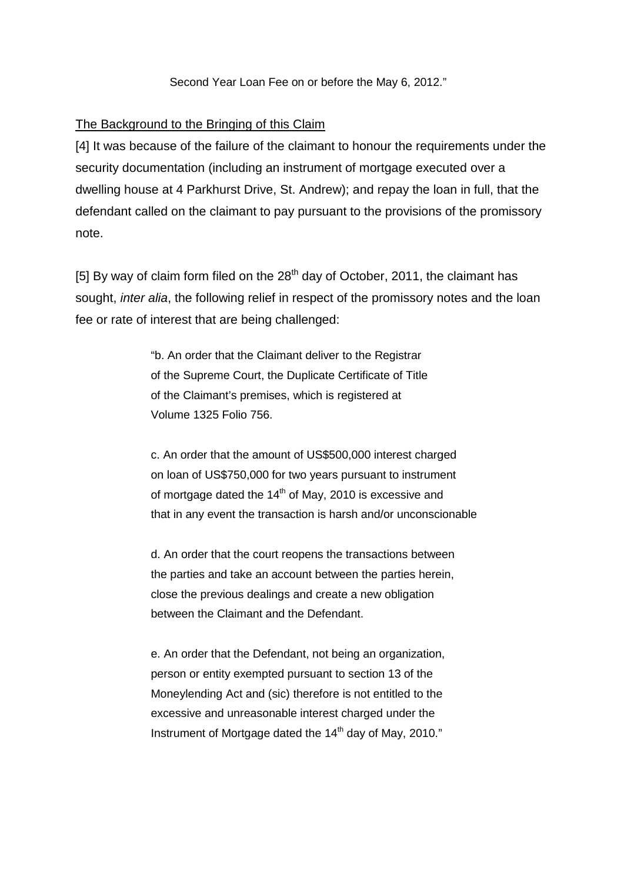Second Year Loan Fee on or before the May 6, 2012."

The Background to the Bringing of this Claim

[4] It was because of the failure of the claimant to honour the requirements under the security documentation (including an instrument of mortgage executed over a dwelling house at 4 Parkhurst Drive, St. Andrew); and repay the loan in full, that the defendant called on the claimant to pay pursuant to the provisions of the promissory note.

[5] By way of claim form filed on the 28th day of October, 2011, the claimant has sought, *inter alia*, the following relief in respect of the promissory notes and the loan fee or rate of interest that are being challenged:

> "b. An order that the Claimant deliver to the Registrar of the Supreme Court, the Duplicate Certificate of Title of the Claimant's premises, which is registered at Volume 1325 Folio 756.
>
> c. An order that the amount of US$500,000 interest charged on loan of US$750,000 for two years pursuant to instrument of mortgage dated the 14th of May, 2010 is excessive and that in any event the transaction is harsh and/or unconscionable
>
> d. An order that the court reopens the transactions between the parties and take an account between the parties herein, close the previous dealings and create a new obligation between the Claimant and the Defendant.
>
> e. An order that the Defendant, not being an organization, person or entity exempted pursuant to section 13 of the Moneylending Act and (sic) therefore is not entitled to the excessive and unreasonable interest charged under the Instrument of Mortgage dated the 14th day of May, 2010."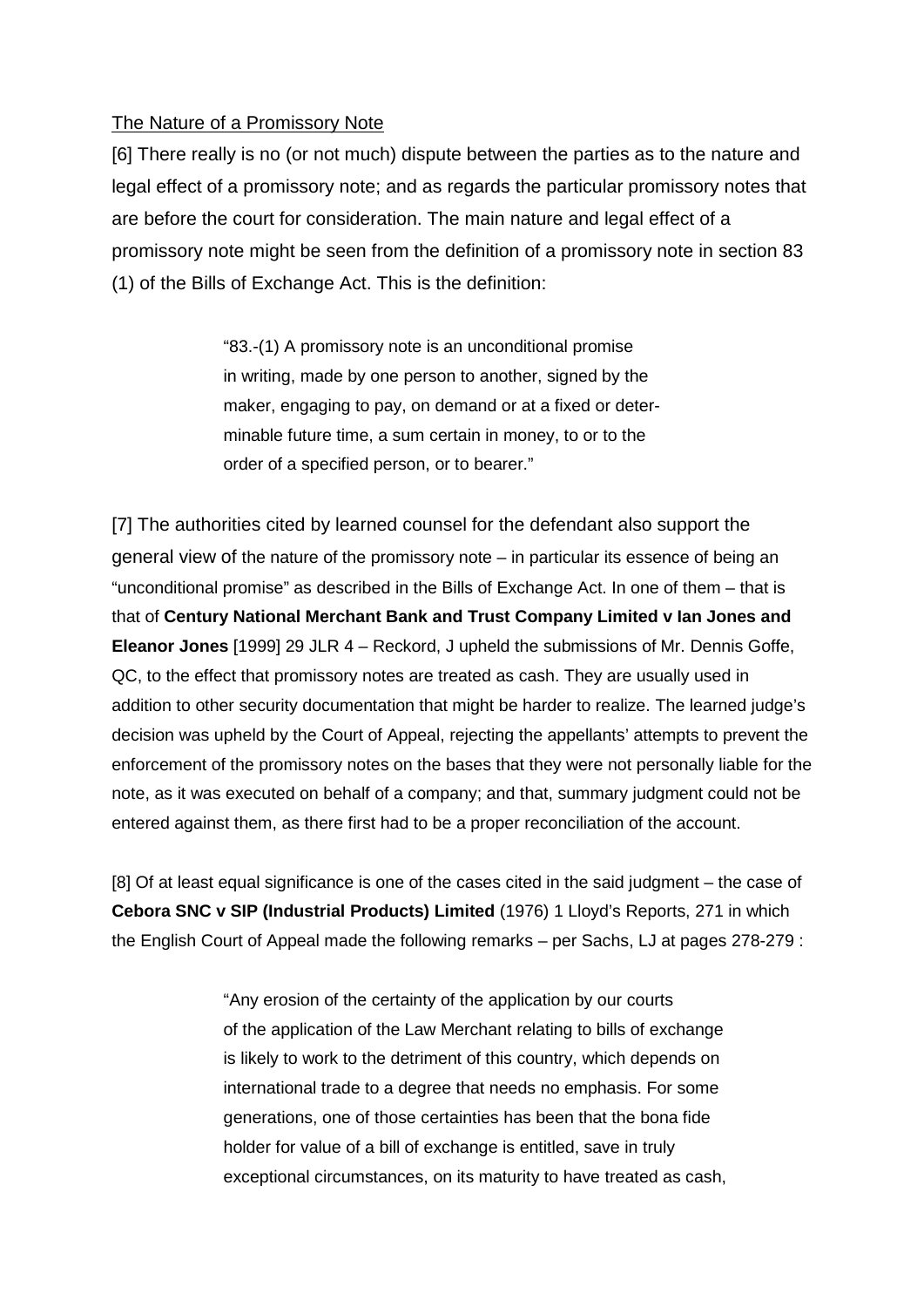<u>The Nature of a Promissory Note</u>

[6] There really is no (or not much) dispute between the parties as to the nature and legal effect of a promissory note; and as regards the particular promissory notes that are before the court for consideration. The main nature and legal effect of a promissory note might be seen from the definition of a promissory note in section 83 (1) of the Bills of Exchange Act. This is the definition:

> "83.-(1) A promissory note is an unconditional promise in writing, made by one person to another, signed by the maker, engaging to pay, on demand or at a fixed or determinable future time, a sum certain in money, to or to the order of a specified person, or to bearer."

[7] The authorities cited by learned counsel for the defendant also support the general view of the nature of the promissory note – in particular its essence of being an "unconditional promise" as described in the Bills of Exchange Act. In one of them – that is that of **Century National Merchant Bank and Trust Company Limited v Ian Jones and Eleanor Jones** [1999] 29 JLR 4 – Reckord, J upheld the submissions of Mr. Dennis Goffe, QC, to the effect that promissory notes are treated as cash. They are usually used in addition to other security documentation that might be harder to realize. The learned judge's decision was upheld by the Court of Appeal, rejecting the appellants' attempts to prevent the enforcement of the promissory notes on the bases that they were not personally liable for the note, as it was executed on behalf of a company; and that, summary judgment could not be entered against them, as there first had to be a proper reconciliation of the account.

[8] Of at least equal significance is one of the cases cited in the said judgment – the case of **Cebora SNC v SIP (Industrial Products) Limited** (1976) 1 Lloyd's Reports, 271 in which the English Court of Appeal made the following remarks – per Sachs, LJ at pages 278-279 :

> "Any erosion of the certainty of the application by our courts of the application of the Law Merchant relating to bills of exchange is likely to work to the detriment of this country, which depends on international trade to a degree that needs no emphasis. For some generations, one of those certainties has been that the bona fide holder for value of a bill of exchange is entitled, save in truly exceptional circumstances, on its maturity to have treated as cash,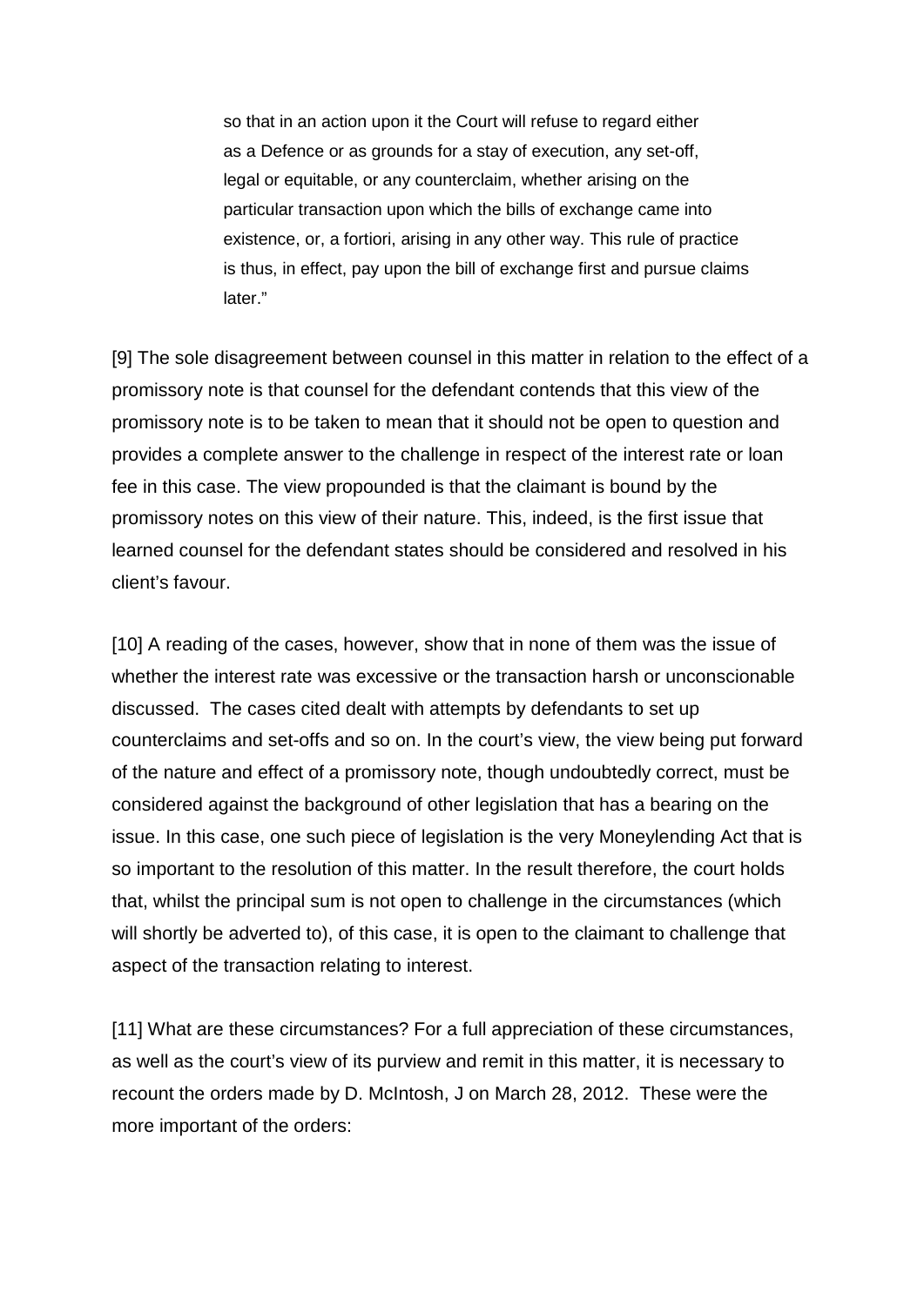> so that in an action upon it the Court will refuse to regard either as a Defence or as grounds for a stay of execution, any set-off, legal or equitable, or any counterclaim, whether arising on the particular transaction upon which the bills of exchange came into existence, or, a fortiori, arising in any other way. This rule of practice is thus, in effect, pay upon the bill of exchange first and pursue claims later."

[9] The sole disagreement between counsel in this matter in relation to the effect of a promissory note is that counsel for the defendant contends that this view of the promissory note is to be taken to mean that it should not be open to question and provides a complete answer to the challenge in respect of the interest rate or loan fee in this case. The view propounded is that the claimant is bound by the promissory notes on this view of their nature. This, indeed, is the first issue that learned counsel for the defendant states should be considered and resolved in his client's favour.

[10] A reading of the cases, however, show that in none of them was the issue of whether the interest rate was excessive or the transaction harsh or unconscionable discussed. The cases cited dealt with attempts by defendants to set up counterclaims and set-offs and so on. In the court's view, the view being put forward of the nature and effect of a promissory note, though undoubtedly correct, must be considered against the background of other legislation that has a bearing on the issue. In this case, one such piece of legislation is the very Moneylending Act that is so important to the resolution of this matter. In the result therefore, the court holds that, whilst the principal sum is not open to challenge in the circumstances (which will shortly be adverted to), of this case, it is open to the claimant to challenge that aspect of the transaction relating to interest.

[11] What are these circumstances? For a full appreciation of these circumstances, as well as the court's view of its purview and remit in this matter, it is necessary to recount the orders made by D. McIntosh, J on March 28, 2012. These were the more important of the orders: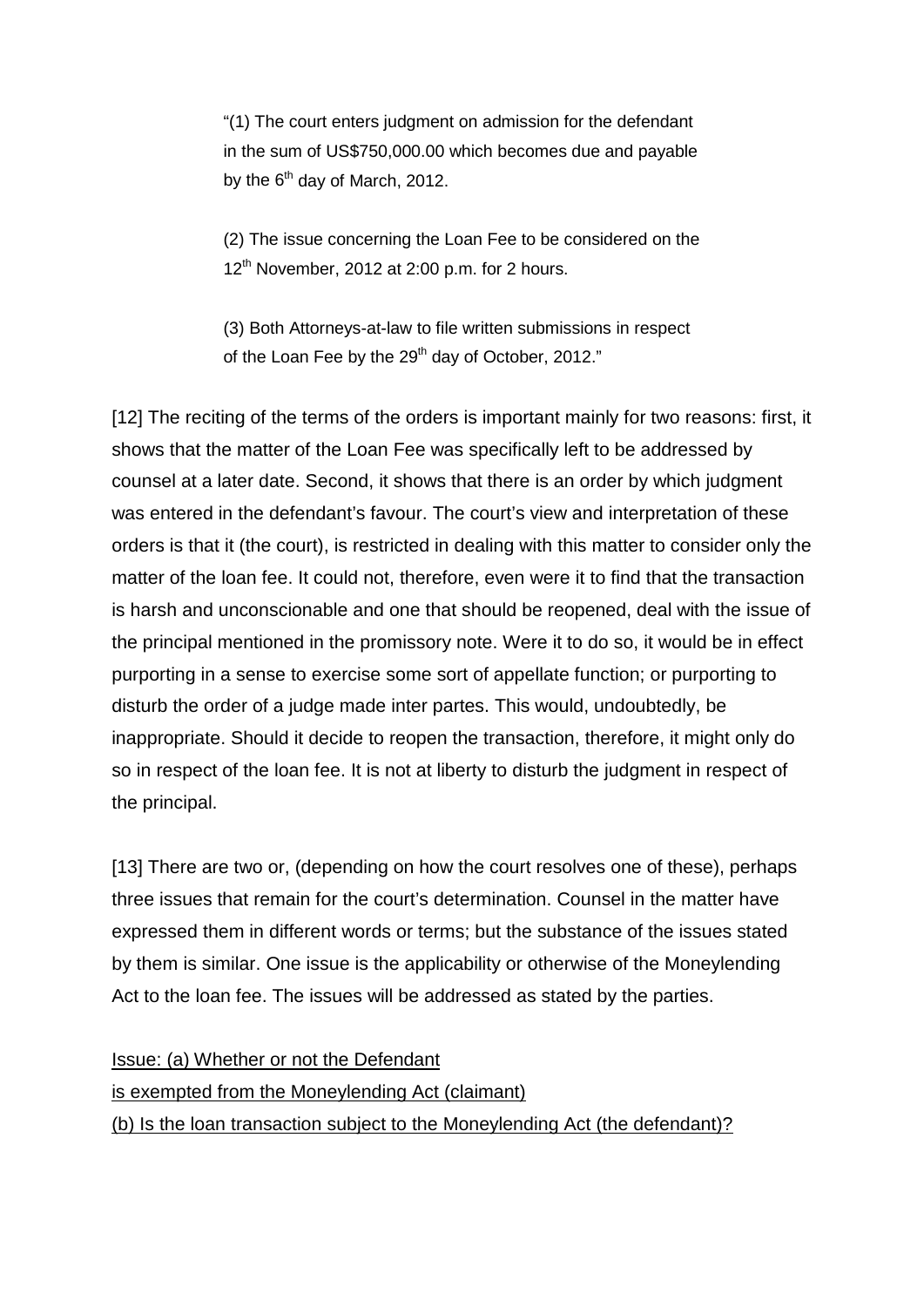> "(1) The court enters judgment on admission for the defendant in the sum of US$750,000.00 which becomes due and payable by the 6th day of March, 2012.
>
> (2) The issue concerning the Loan Fee to be considered on the 12th November, 2012 at 2:00 p.m. for 2 hours.
>
> (3) Both Attorneys-at-law to file written submissions in respect of the Loan Fee by the 29th day of October, 2012."

[12] The reciting of the terms of the orders is important mainly for two reasons: first, it shows that the matter of the Loan Fee was specifically left to be addressed by counsel at a later date. Second, it shows that there is an order by which judgment was entered in the defendant's favour. The court's view and interpretation of these orders is that it (the court), is restricted in dealing with this matter to consider only the matter of the loan fee. It could not, therefore, even were it to find that the transaction is harsh and unconscionable and one that should be reopened, deal with the issue of the principal mentioned in the promissory note. Were it to do so, it would be in effect purporting in a sense to exercise some sort of appellate function; or purporting to disturb the order of a judge made inter partes. This would, undoubtedly, be inappropriate. Should it decide to reopen the transaction, therefore, it might only do so in respect of the loan fee. It is not at liberty to disturb the judgment in respect of the principal.

[13] There are two or, (depending on how the court resolves one of these), perhaps three issues that remain for the court's determination. Counsel in the matter have expressed them in different words or terms; but the substance of the issues stated by them is similar. One issue is the applicability or otherwise of the Moneylending Act to the loan fee. The issues will be addressed as stated by the parties.

<u>Issue: (a) Whether or not the Defendant is exempted from the Moneylending Act (claimant)</u>
<u>(b) Is the loan transaction subject to the Moneylending Act (the defendant)?</u>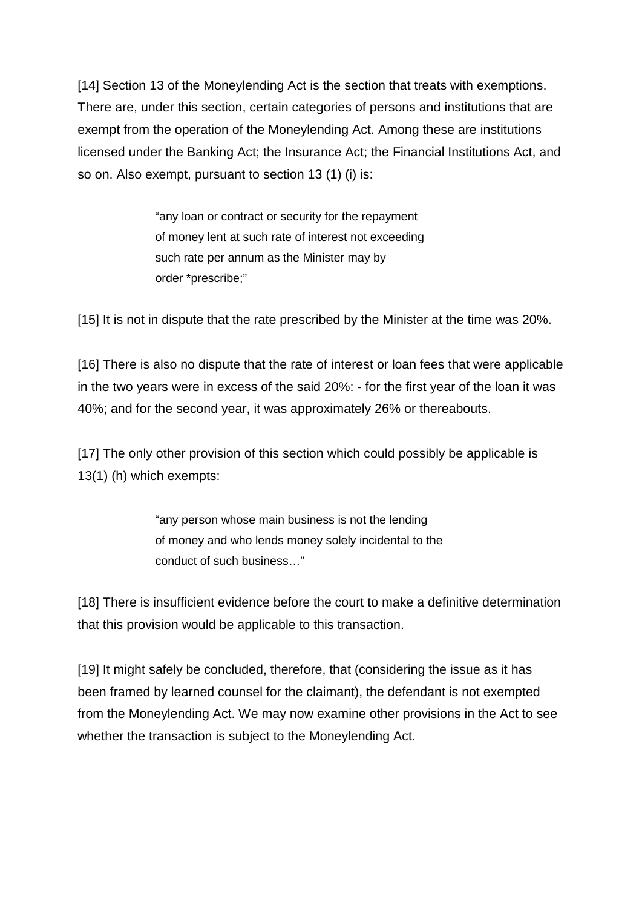[14] Section 13 of the Moneylending Act is the section that treats with exemptions. There are, under this section, certain categories of persons and institutions that are exempt from the operation of the Moneylending Act. Among these are institutions licensed under the Banking Act; the Insurance Act; the Financial Institutions Act, and so on. Also exempt, pursuant to section 13 (1) (i) is:

> "any loan or contract or security for the repayment of money lent at such rate of interest not exceeding such rate per annum as the Minister may by order *prescribe;"

[15] It is not in dispute that the rate prescribed by the Minister at the time was 20%.

[16] There is also no dispute that the rate of interest or loan fees that were applicable in the two years were in excess of the said 20%: - for the first year of the loan it was 40%; and for the second year, it was approximately 26% or thereabouts.

[17] The only other provision of this section which could possibly be applicable is 13(1) (h) which exempts:

> "any person whose main business is not the lending of money and who lends money solely incidental to the conduct of such business…"

[18] There is insufficient evidence before the court to make a definitive determination that this provision would be applicable to this transaction.

[19] It might safely be concluded, therefore, that (considering the issue as it has been framed by learned counsel for the claimant), the defendant is not exempted from the Moneylending Act. We may now examine other provisions in the Act to see whether the transaction is subject to the Moneylending Act.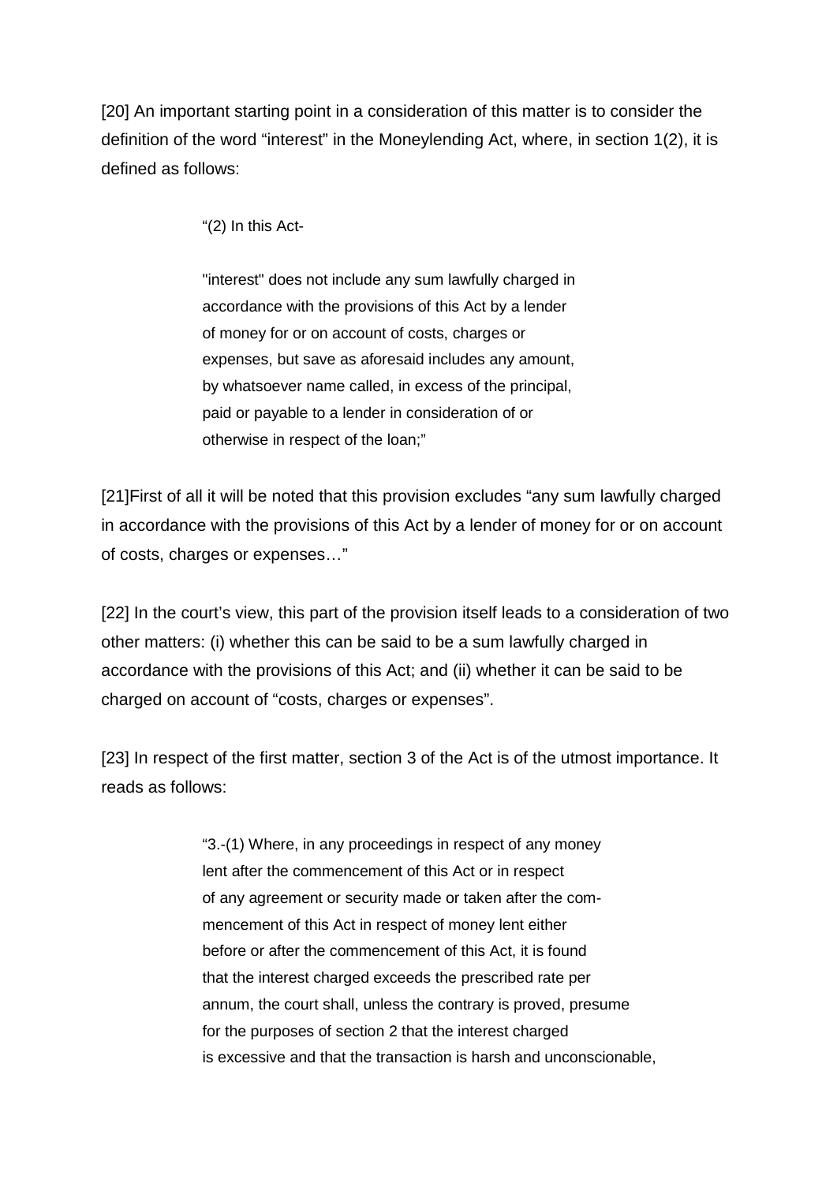[20] An important starting point in a consideration of this matter is to consider the definition of the word "interest" in the Moneylending Act, where, in section 1(2), it is defined as follows:

> "(2) In this Act-
>
> "interest" does not include any sum lawfully charged in accordance with the provisions of this Act by a lender of money for or on account of costs, charges or expenses, but save as aforesaid includes any amount, by whatsoever name called, in excess of the principal, paid or payable to a lender in consideration of or otherwise in respect of the loan;"

[21]First of all it will be noted that this provision excludes "any sum lawfully charged in accordance with the provisions of this Act by a lender of money for or on account of costs, charges or expenses…"

[22] In the court's view, this part of the provision itself leads to a consideration of two other matters: (i) whether this can be said to be a sum lawfully charged in accordance with the provisions of this Act; and (ii) whether it can be said to be charged on account of "costs, charges or expenses".

[23] In respect of the first matter, section 3 of the Act is of the utmost importance. It reads as follows:

> "3.-(1) Where, in any proceedings in respect of any money lent after the commencement of this Act or in respect of any agreement or security made or taken after the commencement of this Act in respect of money lent either before or after the commencement of this Act, it is found that the interest charged exceeds the prescribed rate per annum, the court shall, unless the contrary is proved, presume for the purposes of section 2 that the interest charged is excessive and that the transaction is harsh and unconscionable,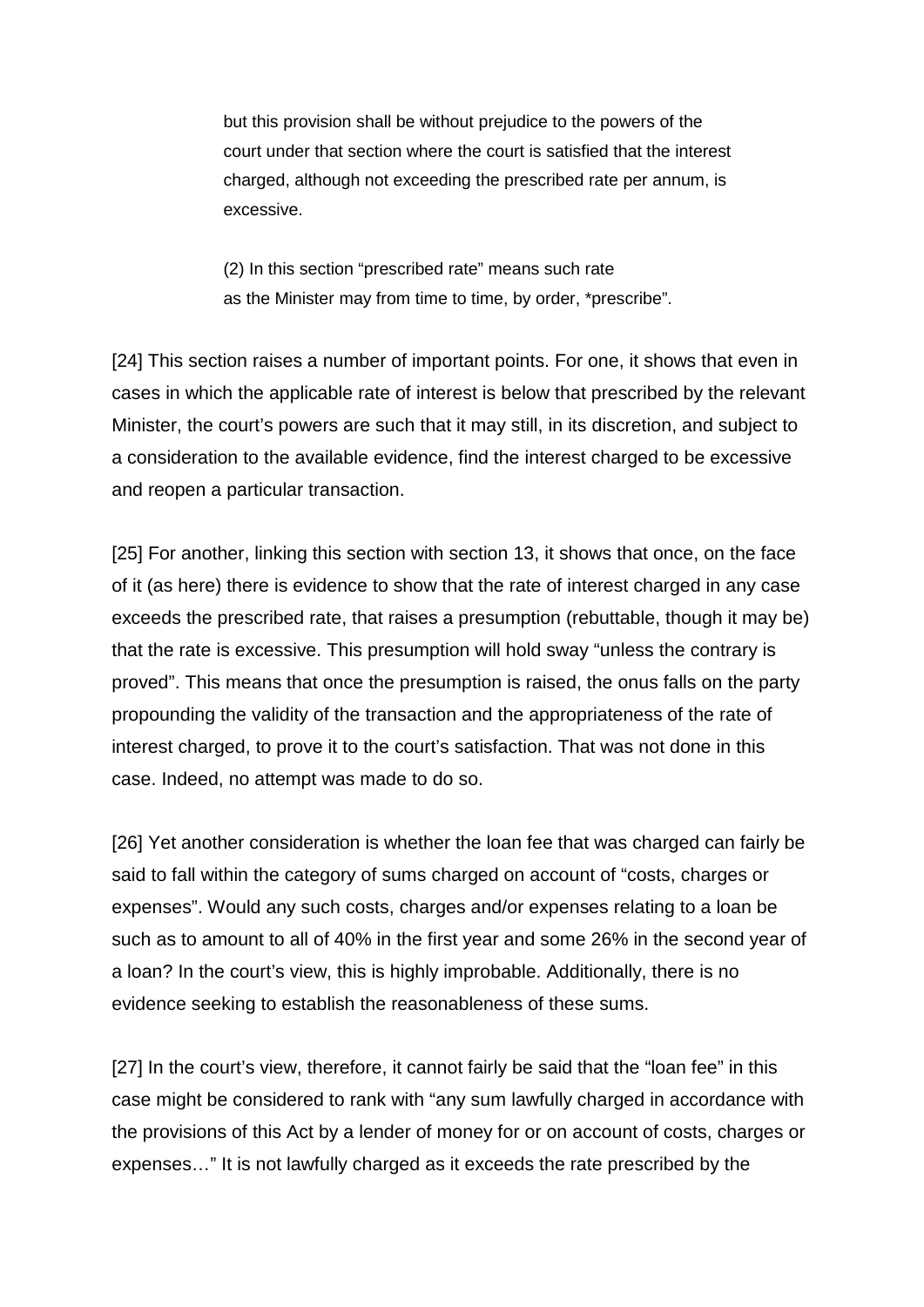> but this provision shall be without prejudice to the powers of the court under that section where the court is satisfied that the interest charged, although not exceeding the prescribed rate per annum, is excessive.
>
> (2) In this section "prescribed rate" means such rate as the Minister may from time to time, by order, *prescribe".

[24] This section raises a number of important points. For one, it shows that even in cases in which the applicable rate of interest is below that prescribed by the relevant Minister, the court's powers are such that it may still, in its discretion, and subject to a consideration to the available evidence, find the interest charged to be excessive and reopen a particular transaction.

[25] For another, linking this section with section 13, it shows that once, on the face of it (as here) there is evidence to show that the rate of interest charged in any case exceeds the prescribed rate, that raises a presumption (rebuttable, though it may be) that the rate is excessive. This presumption will hold sway "unless the contrary is proved". This means that once the presumption is raised, the onus falls on the party propounding the validity of the transaction and the appropriateness of the rate of interest charged, to prove it to the court's satisfaction. That was not done in this case. Indeed, no attempt was made to do so.

[26] Yet another consideration is whether the loan fee that was charged can fairly be said to fall within the category of sums charged on account of "costs, charges or expenses". Would any such costs, charges and/or expenses relating to a loan be such as to amount to all of 40% in the first year and some 26% in the second year of a loan? In the court's view, this is highly improbable. Additionally, there is no evidence seeking to establish the reasonableness of these sums.

[27] In the court's view, therefore, it cannot fairly be said that the "loan fee" in this case might be considered to rank with "any sum lawfully charged in accordance with the provisions of this Act by a lender of money for or on account of costs, charges or expenses…" It is not lawfully charged as it exceeds the rate prescribed by the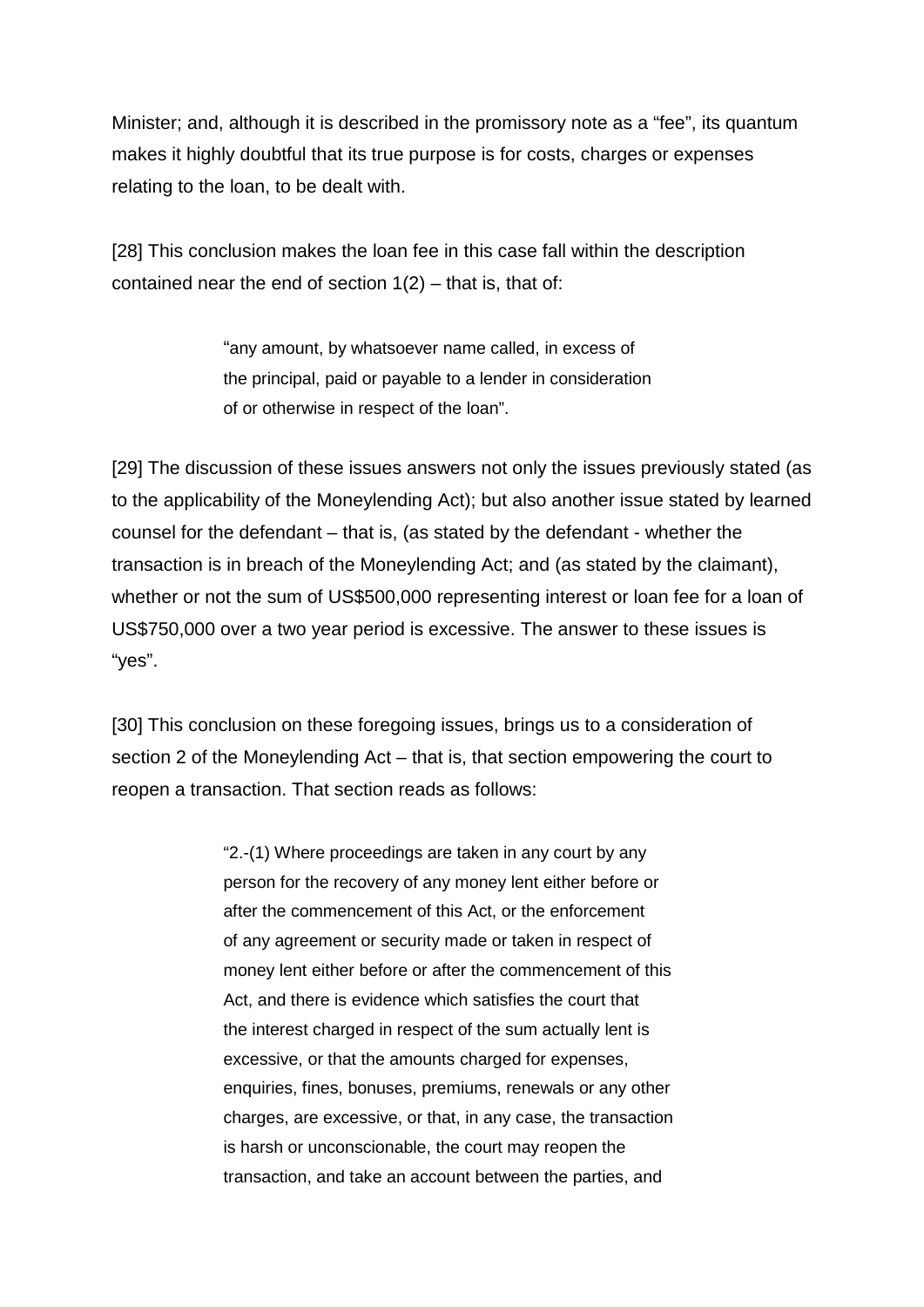Minister; and, although it is described in the promissory note as a "fee", its quantum makes it highly doubtful that its true purpose is for costs, charges or expenses relating to the loan, to be dealt with.

[28] This conclusion makes the loan fee in this case fall within the description contained near the end of section 1(2) – that is, that of:

> "any amount, by whatsoever name called, in excess of the principal, paid or payable to a lender in consideration of or otherwise in respect of the loan".

[29] The discussion of these issues answers not only the issues previously stated (as to the applicability of the Moneylending Act); but also another issue stated by learned counsel for the defendant – that is, (as stated by the defendant - whether the transaction is in breach of the Moneylending Act; and (as stated by the claimant), whether or not the sum of US$500,000 representing interest or loan fee for a loan of US$750,000 over a two year period is excessive. The answer to these issues is "yes".

[30] This conclusion on these foregoing issues, brings us to a consideration of section 2 of the Moneylending Act – that is, that section empowering the court to reopen a transaction. That section reads as follows:

> "2.-(1) Where proceedings are taken in any court by any person for the recovery of any money lent either before or after the commencement of this Act, or the enforcement of any agreement or security made or taken in respect of money lent either before or after the commencement of this Act, and there is evidence which satisfies the court that the interest charged in respect of the sum actually lent is excessive, or that the amounts charged for expenses, enquiries, fines, bonuses, premiums, renewals or any other charges, are excessive, or that, in any case, the transaction is harsh or unconscionable, the court may reopen the transaction, and take an account between the parties, and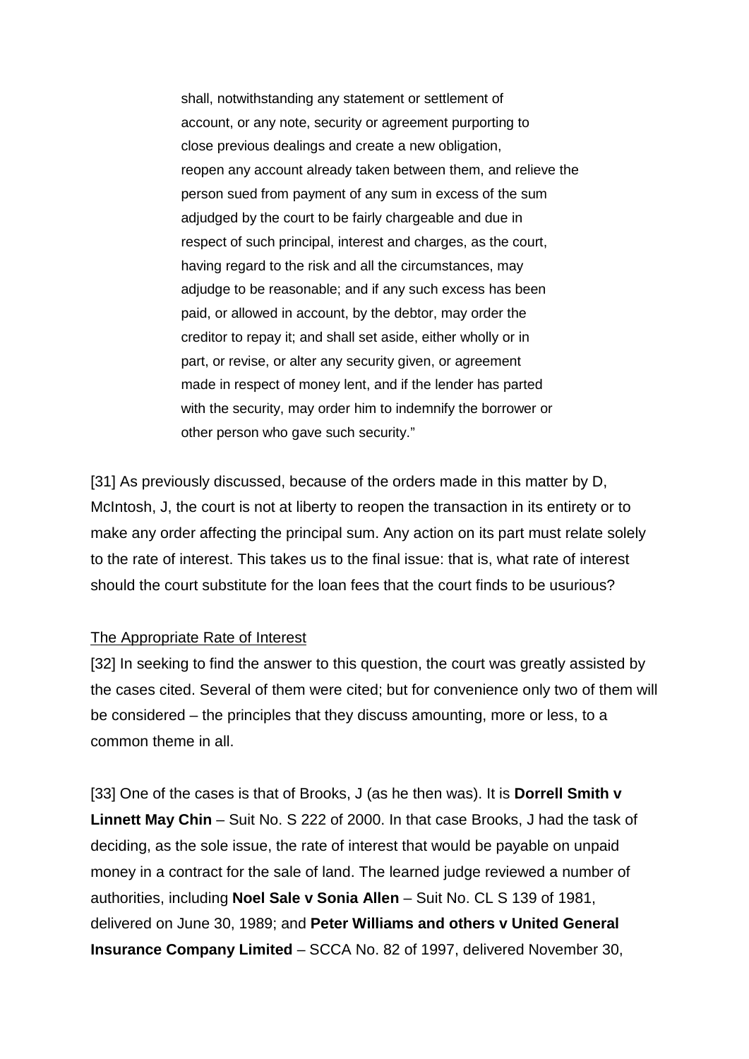> shall, notwithstanding any statement or settlement of account, or any note, security or agreement purporting to close previous dealings and create a new obligation, reopen any account already taken between them, and relieve the person sued from payment of any sum in excess of the sum adjudged by the court to be fairly chargeable and due in respect of such principal, interest and charges, as the court, having regard to the risk and all the circumstances, may adjudge to be reasonable; and if any such excess has been paid, or allowed in account, by the debtor, may order the creditor to repay it; and shall set aside, either wholly or in part, or revise, or alter any security given, or agreement made in respect of money lent, and if the lender has parted with the security, may order him to indemnify the borrower or other person who gave such security."

[31] As previously discussed, because of the orders made in this matter by D, McIntosh, J, the court is not at liberty to reopen the transaction in its entirety or to make any order affecting the principal sum. Any action on its part must relate solely to the rate of interest. This takes us to the final issue: that is, what rate of interest should the court substitute for the loan fees that the court finds to be usurious?

<u>The Appropriate Rate of Interest</u>

[32] In seeking to find the answer to this question, the court was greatly assisted by the cases cited. Several of them were cited; but for convenience only two of them will be considered – the principles that they discuss amounting, more or less, to a common theme in all.

[33] One of the cases is that of Brooks, J (as he then was). It is **Dorrell Smith v Linnett May Chin** – Suit No. S 222 of 2000. In that case Brooks, J had the task of deciding, as the sole issue, the rate of interest that would be payable on unpaid money in a contract for the sale of land. The learned judge reviewed a number of authorities, including **Noel Sale v Sonia Allen** – Suit No. CL S 139 of 1981, delivered on June 30, 1989; and **Peter Williams and others v United General Insurance Company Limited** – SCCA No. 82 of 1997, delivered November 30,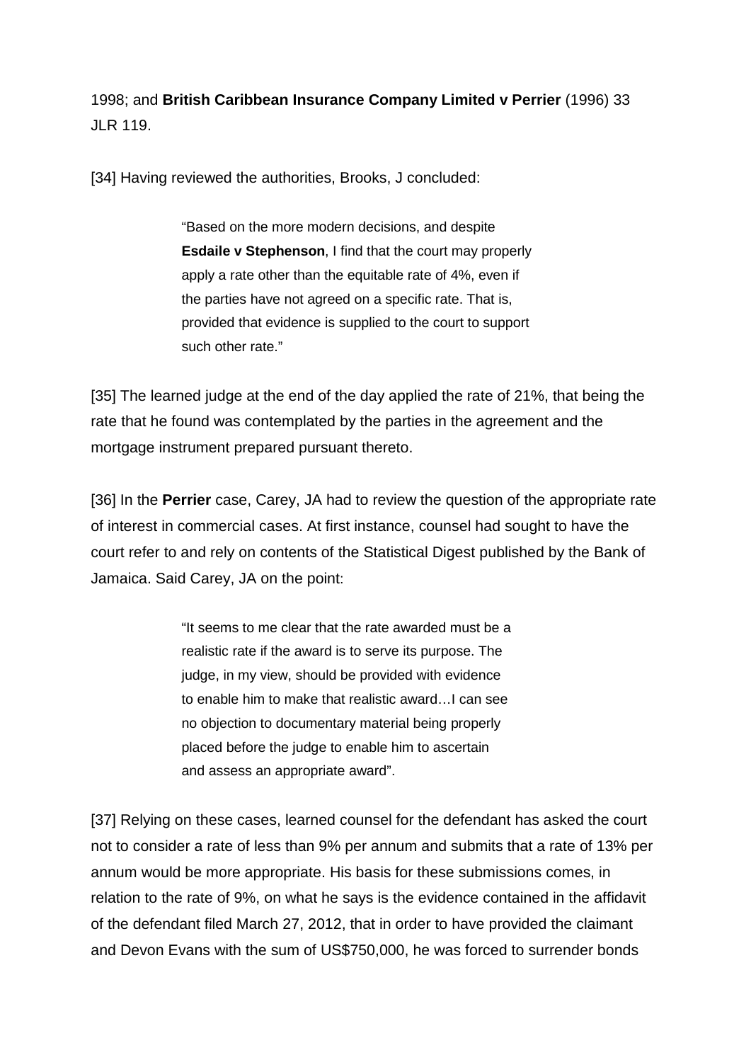1998; and **British Caribbean Insurance Company Limited v Perrier** (1996) 33 JLR 119.

[34] Having reviewed the authorities, Brooks, J concluded:

> "Based on the more modern decisions, and despite **Esdaile v Stephenson**, I find that the court may properly apply a rate other than the equitable rate of 4%, even if the parties have not agreed on a specific rate. That is, provided that evidence is supplied to the court to support such other rate."

[35] The learned judge at the end of the day applied the rate of 21%, that being the rate that he found was contemplated by the parties in the agreement and the mortgage instrument prepared pursuant thereto.

[36] In the **Perrier** case, Carey, JA had to review the question of the appropriate rate of interest in commercial cases. At first instance, counsel had sought to have the court refer to and rely on contents of the Statistical Digest published by the Bank of Jamaica. Said Carey, JA on the point:

> "It seems to me clear that the rate awarded must be a realistic rate if the award is to serve its purpose. The judge, in my view, should be provided with evidence to enable him to make that realistic award…I can see no objection to documentary material being properly placed before the judge to enable him to ascertain and assess an appropriate award".

[37] Relying on these cases, learned counsel for the defendant has asked the court not to consider a rate of less than 9% per annum and submits that a rate of 13% per annum would be more appropriate. His basis for these submissions comes, in relation to the rate of 9%, on what he says is the evidence contained in the affidavit of the defendant filed March 27, 2012, that in order to have provided the claimant and Devon Evans with the sum of US$750,000, he was forced to surrender bonds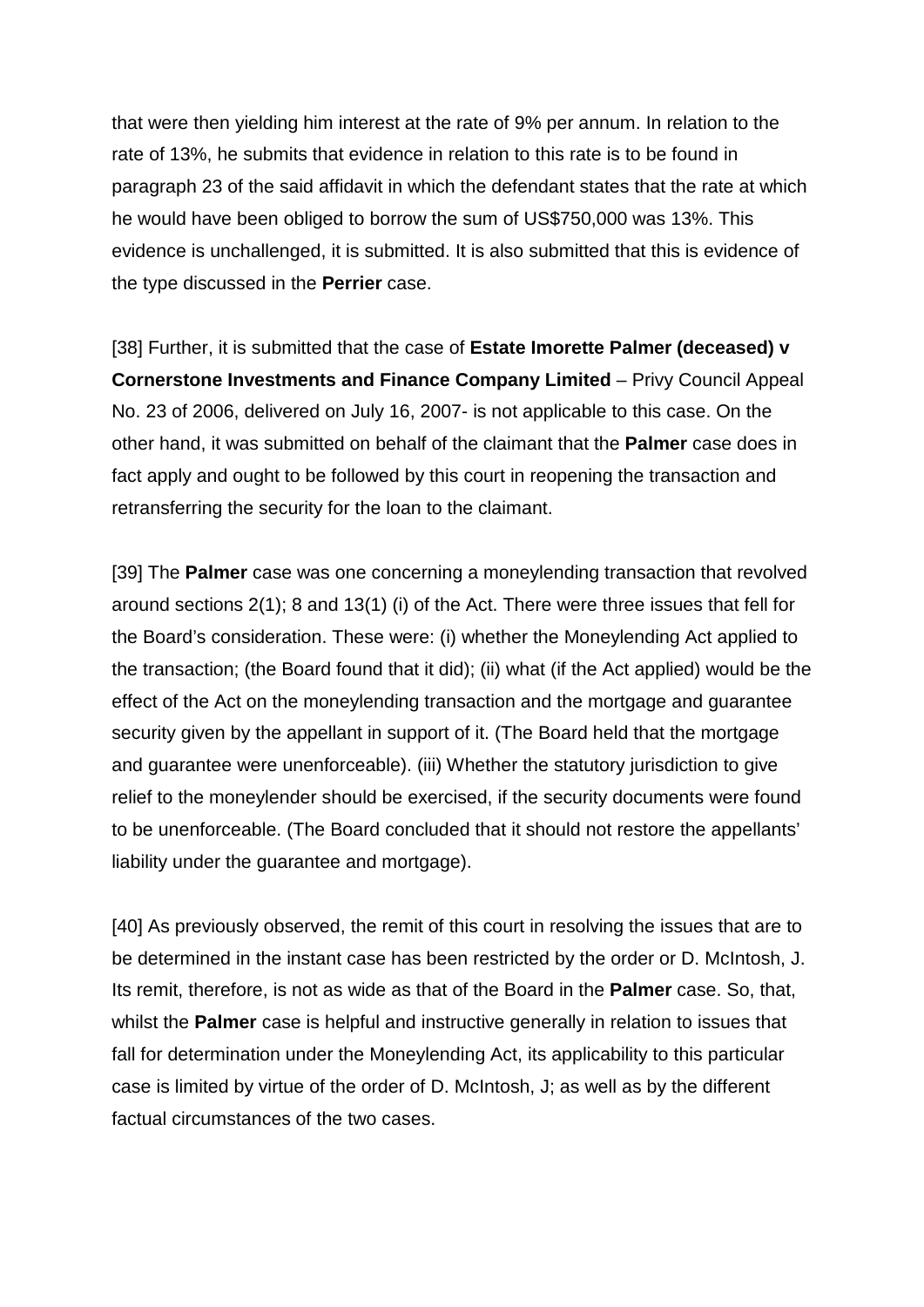that were then yielding him interest at the rate of 9% per annum. In relation to the rate of 13%, he submits that evidence in relation to this rate is to be found in paragraph 23 of the said affidavit in which the defendant states that the rate at which he would have been obliged to borrow the sum of US$750,000 was 13%. This evidence is unchallenged, it is submitted. It is also submitted that this is evidence of the type discussed in the **Perrier** case.

[38] Further, it is submitted that the case of **Estate Imorette Palmer (deceased) v Cornerstone Investments and Finance Company Limited** – Privy Council Appeal No. 23 of 2006, delivered on July 16, 2007- is not applicable to this case. On the other hand, it was submitted on behalf of the claimant that the **Palmer** case does in fact apply and ought to be followed by this court in reopening the transaction and retransferring the security for the loan to the claimant.

[39] The **Palmer** case was one concerning a moneylending transaction that revolved around sections 2(1); 8 and 13(1) (i) of the Act. There were three issues that fell for the Board's consideration. These were: (i) whether the Moneylending Act applied to the transaction; (the Board found that it did); (ii) what (if the Act applied) would be the effect of the Act on the moneylending transaction and the mortgage and guarantee security given by the appellant in support of it. (The Board held that the mortgage and guarantee were unenforceable). (iii) Whether the statutory jurisdiction to give relief to the moneylender should be exercised, if the security documents were found to be unenforceable. (The Board concluded that it should not restore the appellants' liability under the guarantee and mortgage).

[40] As previously observed, the remit of this court in resolving the issues that are to be determined in the instant case has been restricted by the order or D. McIntosh, J. Its remit, therefore, is not as wide as that of the Board in the **Palmer** case. So, that, whilst the **Palmer** case is helpful and instructive generally in relation to issues that fall for determination under the Moneylending Act, its applicability to this particular case is limited by virtue of the order of D. McIntosh, J; as well as by the different factual circumstances of the two cases.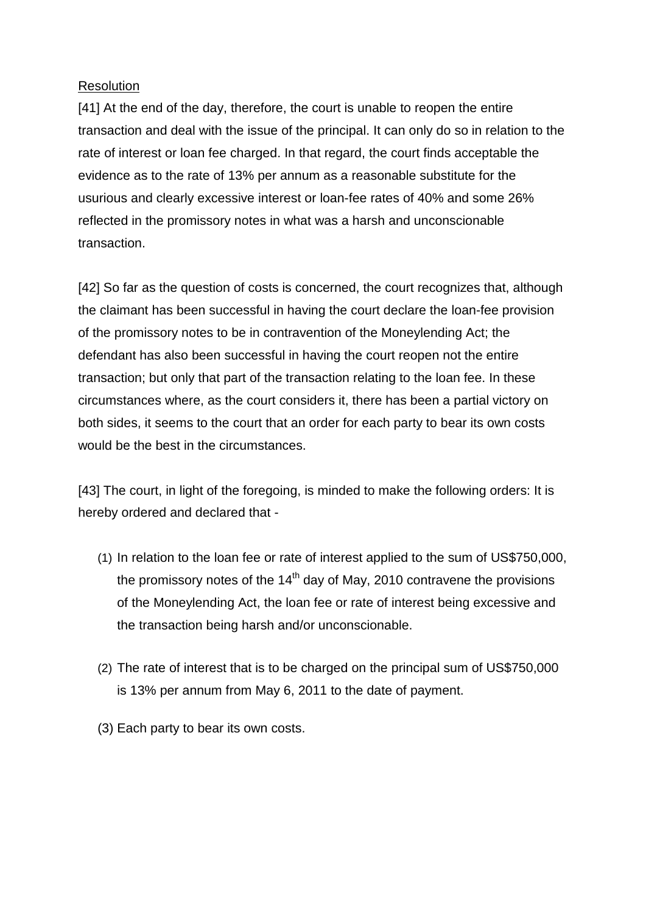Resolution

[41] At the end of the day, therefore, the court is unable to reopen the entire transaction and deal with the issue of the principal. It can only do so in relation to the rate of interest or loan fee charged. In that regard, the court finds acceptable the evidence as to the rate of 13% per annum as a reasonable substitute for the usurious and clearly excessive interest or loan-fee rates of 40% and some 26% reflected in the promissory notes in what was a harsh and unconscionable transaction.

[42] So far as the question of costs is concerned, the court recognizes that, although the claimant has been successful in having the court declare the loan-fee provision of the promissory notes to be in contravention of the Moneylending Act; the defendant has also been successful in having the court reopen not the entire transaction; but only that part of the transaction relating to the loan fee. In these circumstances where, as the court considers it, there has been a partial victory on both sides, it seems to the court that an order for each party to bear its own costs would be the best in the circumstances.

[43] The court, in light of the foregoing, is minded to make the following orders: It is hereby ordered and declared that -

(1) In relation to the loan fee or rate of interest applied to the sum of US$750,000, the promissory notes of the 14th day of May, 2010 contravene the provisions of the Moneylending Act, the loan fee or rate of interest being excessive and the transaction being harsh and/or unconscionable.

(2) The rate of interest that is to be charged on the principal sum of US$750,000 is 13% per annum from May 6, 2011 to the date of payment.

(3) Each party to bear its own costs.